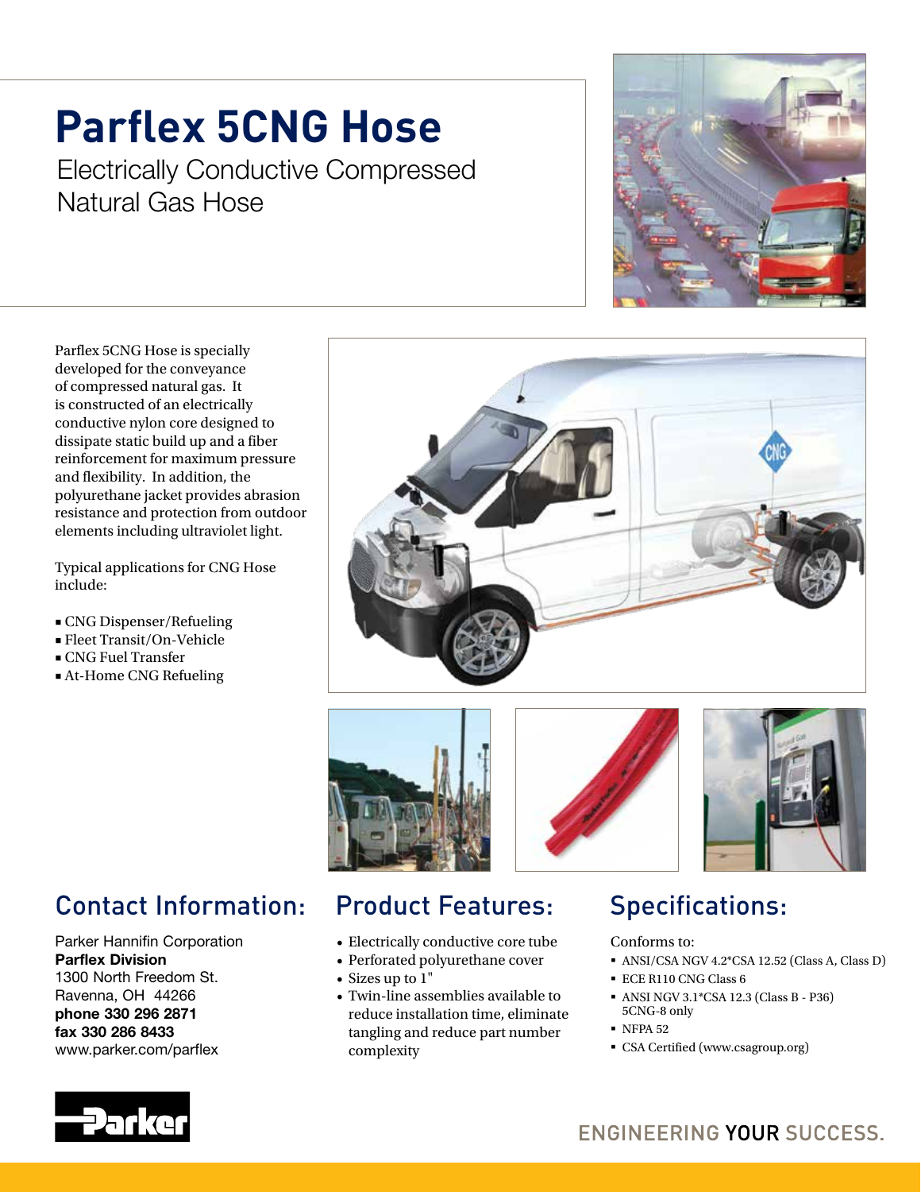# Parflex 5CNG Hose

Electrically Conductive Compressed Natural Gas Hose

Parflex 5CNG Hose is specially developed for the conveyance of compressed natural gas. It is constructed of an electrically conductive nylon core designed to dissipate static build up and a fiber reinforcement for maximum pressure and flexibility. In addition, the polyurethane jacket provides abrasion resistance and protection from outdoor elements including ultraviolet light.

Typical applications for CNG Hose include:

- CNG Dispenser/Refueling
- Fleet Transit/On-Vehicle
- CNG Fuel Transfer
- At-Home CNG Refueling

## Contact Information:

Parker Hannifin Corporation
**Parflex Division**
1300 North Freedom St.
Ravenna, OH 44266
**phone 330 296 2871**
**fax 330 286 8433**
www.parker.com/parflex

## Product Features:

- Electrically conductive core tube
- Perforated polyurethane cover
- Sizes up to 1"
- Twin-line assemblies available to reduce installation time, eliminate tangling and reduce part number complexity

## Specifications:

Conforms to:

- ANSI/CSA NGV 4.2*CSA 12.52 (Class A, Class D)
- ECE R110 CNG Class 6
- ANSI NGV 3.1*CSA 12.3 (Class B - P36) 5CNG-8 only
- NFPA 52
- CSA Certified (www.csagroup.org)

ENGINEERING YOUR SUCCESS.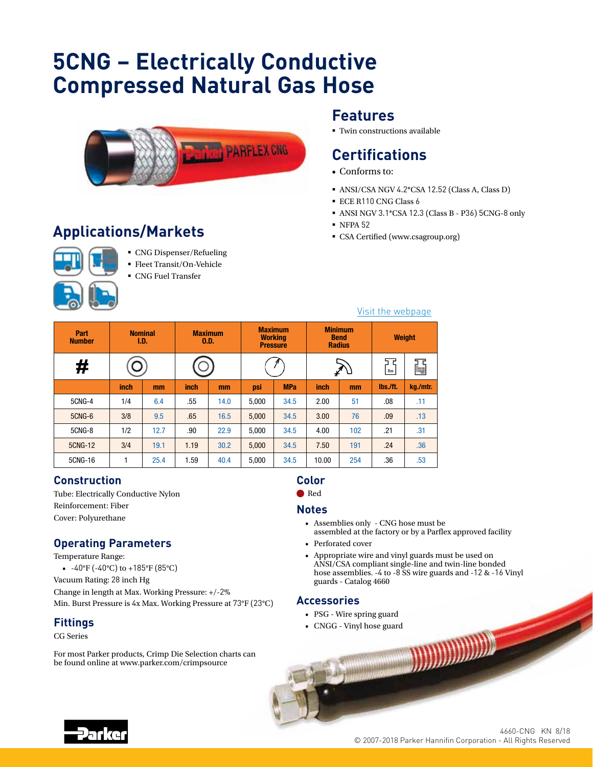# 5CNG – Electrically Conductive Compressed Natural Gas Hose

## Features

- Twin constructions available

## Certifications

- Conforms to:
  - ANSI/CSA NGV 4.2*CSA 12.52 (Class A, Class D)
  - ECE R110 CNG Class 6
  - ANSI NGV 3.1*CSA 12.3 (Class B - P36) 5CNG-8 only
  - NFPA 52
  - CSA Certified (www.csagroup.org)

## Applications/Markets

- CNG Dispenser/Refueling
- Fleet Transit/On-Vehicle
- CNG Fuel Transfer

Visit the webpage

| Part Number | Nominal I.D. | | Maximum O.D. | | Maximum Working Pressure | | Minimum Bend Radius | | Weight | |
|---|---|---|---|---|---|---|---|---|---|---|
| # | | | | | | | | | | |
| | inch | mm | inch | mm | psi | MPa | inch | mm | lbs./ft. | kg./mtr. |
| 5CNG-4 | 1/4 | 6.4 | .55 | 14.0 | 5,000 | 34.5 | 2.00 | 51 | .08 | .11 |
| 5CNG-6 | 3/8 | 9.5 | .65 | 16.5 | 5,000 | 34.5 | 3.00 | 76 | .09 | .13 |
| 5CNG-8 | 1/2 | 12.7 | .90 | 22.9 | 5,000 | 34.5 | 4.00 | 102 | .21 | .31 |
| 5CNG-12 | 3/4 | 19.1 | 1.19 | 30.2 | 5,000 | 34.5 | 7.50 | 191 | .24 | .36 |
| 5CNG-16 | 1 | 25.4 | 1.59 | 40.4 | 5,000 | 34.5 | 10.00 | 254 | .36 | .53 |

## Construction

Tube: Electrically Conductive Nylon
Reinforcement: Fiber
Cover: Polyurethane

## Operating Parameters

Temperature Range:

- -40°F (-40°C) to +185°F (85°C)

Vacuum Rating: 28 inch Hg
Change in length at Max. Working Pressure: +/-2%
Min. Burst Pressure is 4x Max. Working Pressure at 73°F (23°C)

## Fittings

CG Series

For most Parker products, Crimp Die Selection charts can be found online at www.parker.com/crimpsource

## Color

- Red

## Notes

- Assemblies only - CNG hose must be assembled at the factory or by a Parflex approved facility
- Perforated cover
- Appropriate wire and vinyl guards must be used on ANSI/CSA compliant single-line and twin-line bonded hose assemblies. -4 to -8 SS wire guards and -12 & -16 Vinyl guards - Catalog 4660

## Accessories

- PSG - Wire spring guard
- CNGG - Vinyl hose guard

4660-CNG KN 8/18
© 2007-2018 Parker Hannifin Corporation - All Rights Reserved